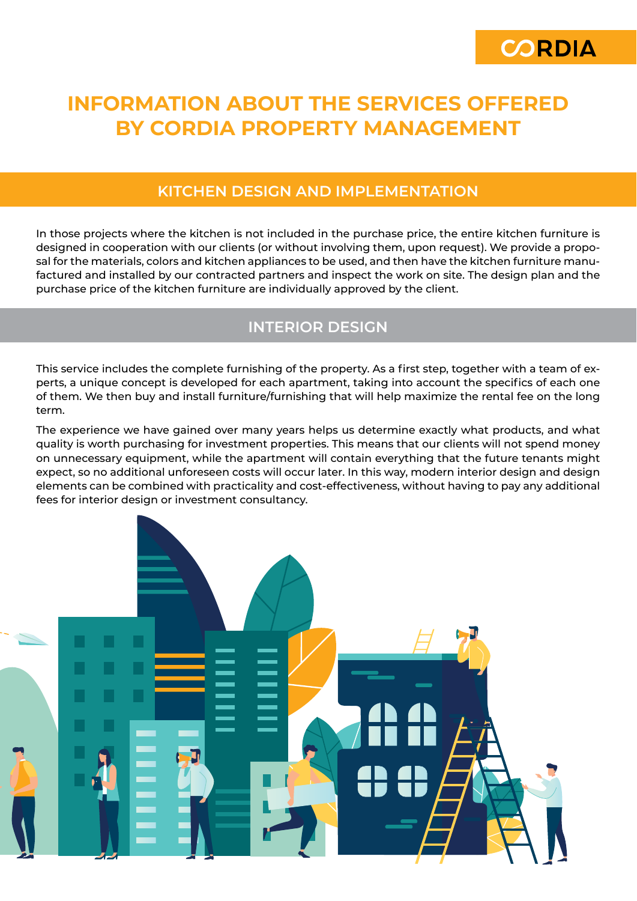CORDIA

# INFORMATION ABOUT THE SERVICES OFFERED BY CORDIA PROPERTY MANAGEMENT

## KITCHEN DESIGN AND IMPLEMENTATION

In those projects where the kitchen is not included in the purchase price, the entire kitchen furniture is designed in cooperation with our clients (or without involving them, upon request). We provide a proposal for the materials, colors and kitchen appliances to be used, and then have the kitchen furniture manufactured and installed by our contracted partners and inspect the work on site. The design plan and the purchase price of the kitchen furniture are individually approved by the client.

## INTERIOR DESIGN

This service includes the complete furnishing of the property. As a first step, together with a team of experts, a unique concept is developed for each apartment, taking into account the specifics of each one of them. We then buy and install furniture/furnishing that will help maximize the rental fee on the long term.

The experience we have gained over many years helps us determine exactly what products, and what quality is worth purchasing for investment properties. This means that our clients will not spend money on unnecessary equipment, while the apartment will contain everything that the future tenants might expect, so no additional unforeseen costs will occur later. In this way, modern interior design and design elements can be combined with practicality and cost-effectiveness, without having to pay any additional fees for interior design or investment consultancy.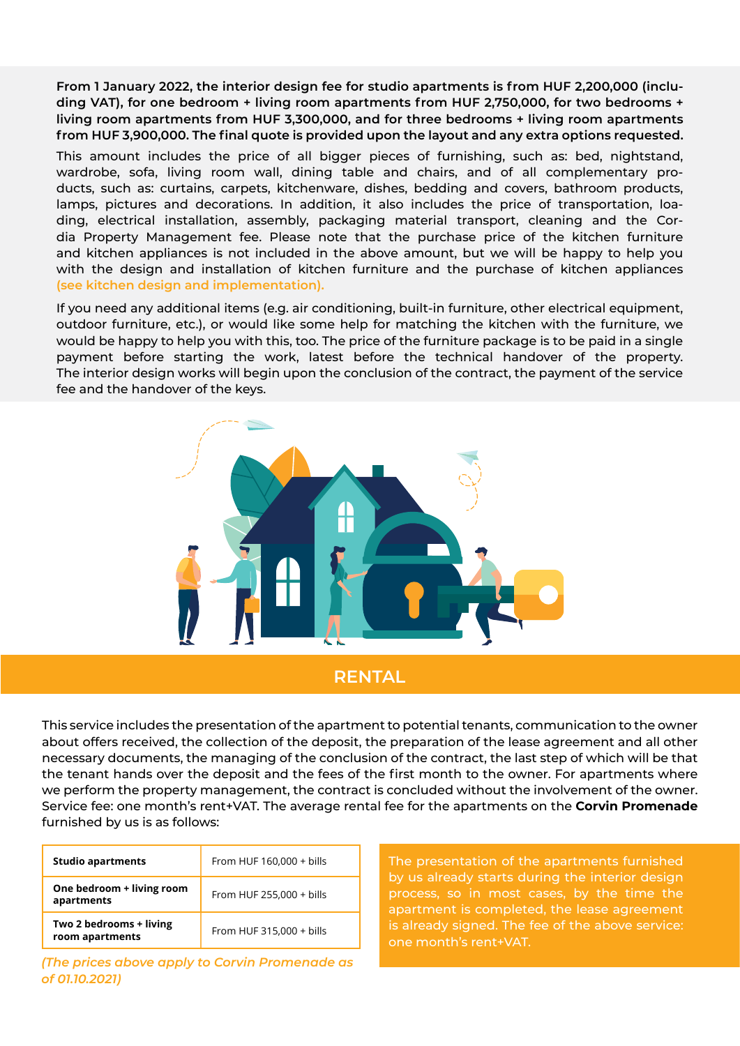**From 1 January 2022, the interior design fee for studio apartments is from HUF 2,200,000 (including VAT), for one bedroom + living room apartments from HUF 2,750,000, for two bedrooms + living room apartments from HUF 3,300,000, and for three bedrooms + living room apartments from HUF 3,900,000. The final quote is provided upon the layout and any extra options requested.**

This amount includes the price of all bigger pieces of furnishing, such as: bed, nightstand, wardrobe, sofa, living room wall, dining table and chairs, and of all complementary products, such as: curtains, carpets, kitchenware, dishes, bedding and covers, bathroom products, lamps, pictures and decorations. In addition, it also includes the price of transportation, loading, electrical installation, assembly, packaging material transport, cleaning and the Cordia Property Management fee. Please note that the purchase price of the kitchen furniture and kitchen appliances is not included in the above amount, but we will be happy to help you with the design and installation of kitchen furniture and the purchase of kitchen appliances (see kitchen design and implementation).

If you need any additional items (e.g. air conditioning, built-in furniture, other electrical equipment, outdoor furniture, etc.), or would like some help for matching the kitchen with the furniture, we would be happy to help you with this, too. The price of the furniture package is to be paid in a single payment before starting the work, latest before the technical handover of the property. The interior design works will begin upon the conclusion of the contract, the payment of the service fee and the handover of the keys.

## RENTAL

This service includes the presentation of the apartment to potential tenants, communication to the owner about offers received, the collection of the deposit, the preparation of the lease agreement and all other necessary documents, the managing of the conclusion of the contract, the last step of which will be that the tenant hands over the deposit and the fees of the first month to the owner. For apartments where we perform the property management, the contract is concluded without the involvement of the owner. Service fee: one month's rent+VAT. The average rental fee for the apartments on the **Corvin Promenade** furnished by us is as follows:

| | |
|---|---|
| **Studio apartments** | From HUF 160,000 + bills |
| **One bedroom + living room apartments** | From HUF 255,000 + bills |
| **Two 2 bedrooms + living room apartments** | From HUF 315,000 + bills |

*(The prices above apply to Corvin Promenade as of 01.10.2021)*

The presentation of the apartments furnished by us already starts during the interior design process, so in most cases, by the time the apartment is completed, the lease agreement is already signed. The fee of the above service: one month's rent+VAT.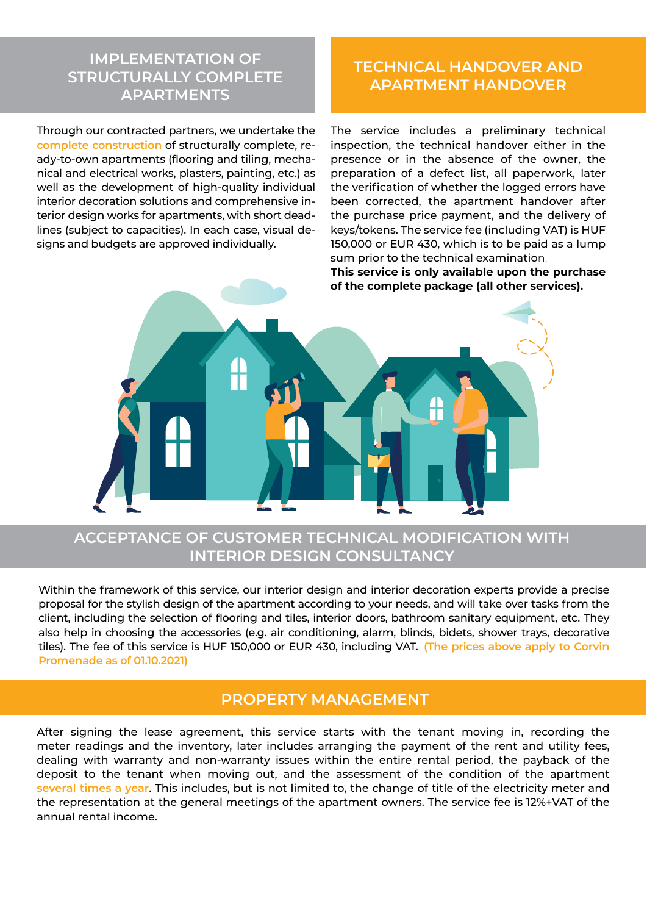## IMPLEMENTATION OF STRUCTURALLY COMPLETE APARTMENTS

Through our contracted partners, we undertake the complete construction of structurally complete, ready-to-own apartments (flooring and tiling, mechanical and electrical works, plasters, painting, etc.) as well as the development of high-quality individual interior decoration solutions and comprehensive interior design works for apartments, with short deadlines (subject to capacities). In each case, visual designs and budgets are approved individually.

## TECHNICAL HANDOVER AND APARTMENT HANDOVER

The service includes a preliminary technical inspection, the technical handover either in the presence or in the absence of the owner, the preparation of a defect list, all paperwork, later the verification of whether the logged errors have been corrected, the apartment handover after the purchase price payment, and the delivery of keys/tokens. The service fee (including VAT) is HUF 150,000 or EUR 430, which is to be paid as a lump sum prior to the technical examination.

**This service is only available upon the purchase of the complete package (all other services).**

## ACCEPTANCE OF CUSTOMER TECHNICAL MODIFICATION WITH INTERIOR DESIGN CONSULTANCY

Within the framework of this service, our interior design and interior decoration experts provide a precise proposal for the stylish design of the apartment according to your needs, and will take over tasks from the client, including the selection of flooring and tiles, interior doors, bathroom sanitary equipment, etc. They also help in choosing the accessories (e.g. air conditioning, alarm, blinds, bidets, shower trays, decorative tiles). The fee of this service is HUF 150,000 or EUR 430, including VAT. (The prices above apply to Corvin Promenade as of 01.10.2021)

## PROPERTY MANAGEMENT

After signing the lease agreement, this service starts with the tenant moving in, recording the meter readings and the inventory, later includes arranging the payment of the rent and utility fees, dealing with warranty and non-warranty issues within the entire rental period, the payback of the deposit to the tenant when moving out, and the assessment of the condition of the apartment several times a year. This includes, but is not limited to, the change of title of the electricity meter and the representation at the general meetings of the apartment owners. The service fee is 12%+VAT of the annual rental income.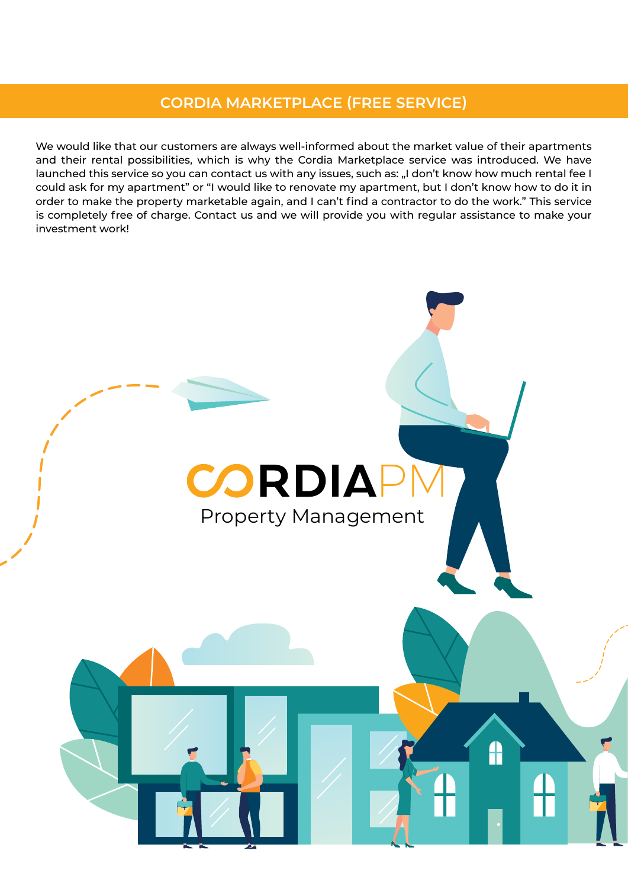## CORDIA MARKETPLACE (FREE SERVICE)

We would like that our customers are always well-informed about the market value of their apartments and their rental possibilities, which is why the Cordia Marketplace service was introduced. We have launched this service so you can contact us with any issues, such as: „I don't know how much rental fee I could ask for my apartment" or "I would like to renovate my apartment, but I don't know how to do it in order to make the property marketable again, and I can't find a contractor to do the work." This service is completely free of charge. Contact us and we will provide you with regular assistance to make your investment work!

CORDIAPM

Property Management